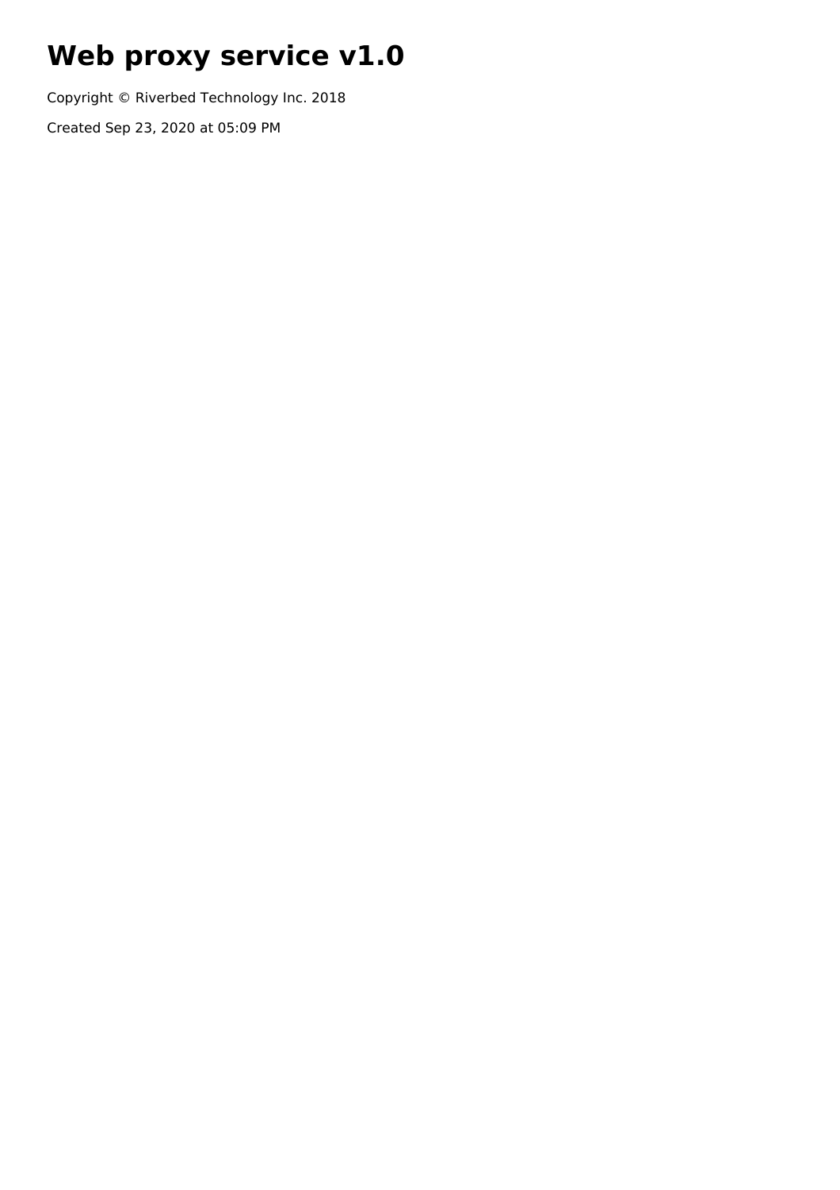# Web proxy service v1.0

Copyright © Riverbed Technology Inc. 2018

Created Sep 23, 2020 at 05:09 PM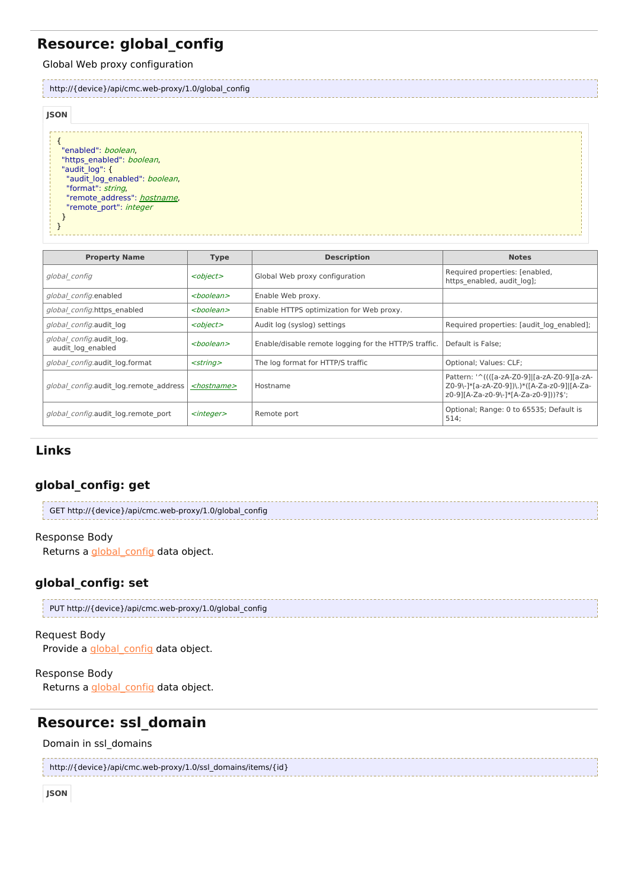## Resource: global_config

Global Web proxy configuration

```
http://{device}/api/cmc.web-proxy/1.0/global_config
```

**JSON**

```
{
  "enabled": boolean,
  "https_enabled": boolean,
  "audit_log": {
    "audit_log_enabled": boolean,
    "format": string,
    "remote_address": hostname,
    "remote_port": integer
  }
}
```

| Property Name | Type | Description | Notes |
|---|---|---|---|
| *global_config* | *<object>* | Global Web proxy configuration | Required properties: [enabled, https_enabled, audit_log]; |
| *global_config*.enabled | *<boolean>* | Enable Web proxy. | |
| *global_config*.https_enabled | *<boolean>* | Enable HTTPS optimization for Web proxy. | |
| *global_config*.audit_log | *<object>* | Audit log (syslog) settings | Required properties: [audit_log_enabled]; |
| *global_config*.audit_log.audit_log_enabled | *<boolean>* | Enable/disable remote logging for the HTTP/S traffic. | Default is False; |
| *global_config*.audit_log.format | *<string>* | The log format for HTTP/S traffic | Optional; Values: CLF; |
| *global_config*.audit_log.remote_address | *<hostname>* | Hostname | Pattern: '^((([a-zA-Z0-9]\|[a-zA-Z0-9\-]*[a-zA-Z0-9])\.)*([A-Za-z0-9]\|[A-Za-z0-9][A-Za-z0-9\-]*[A-Za-z0-9]))?$'; |
| *global_config*.audit_log.remote_port | *<integer>* | Remote port | Optional; Range: 0 to 65535; Default is 514; |

## Links

### global_config: get

```
GET http://{device}/api/cmc.web-proxy/1.0/global_config
```

Response Body

Returns a global_config data object.

### global_config: set

```
PUT http://{device}/api/cmc.web-proxy/1.0/global_config
```

Request Body

Provide a global_config data object.

Response Body

Returns a global_config data object.

## Resource: ssl_domain

Domain in ssl_domains

```
http://{device}/api/cmc.web-proxy/1.0/ssl_domains/items/{id}
```

**JSON**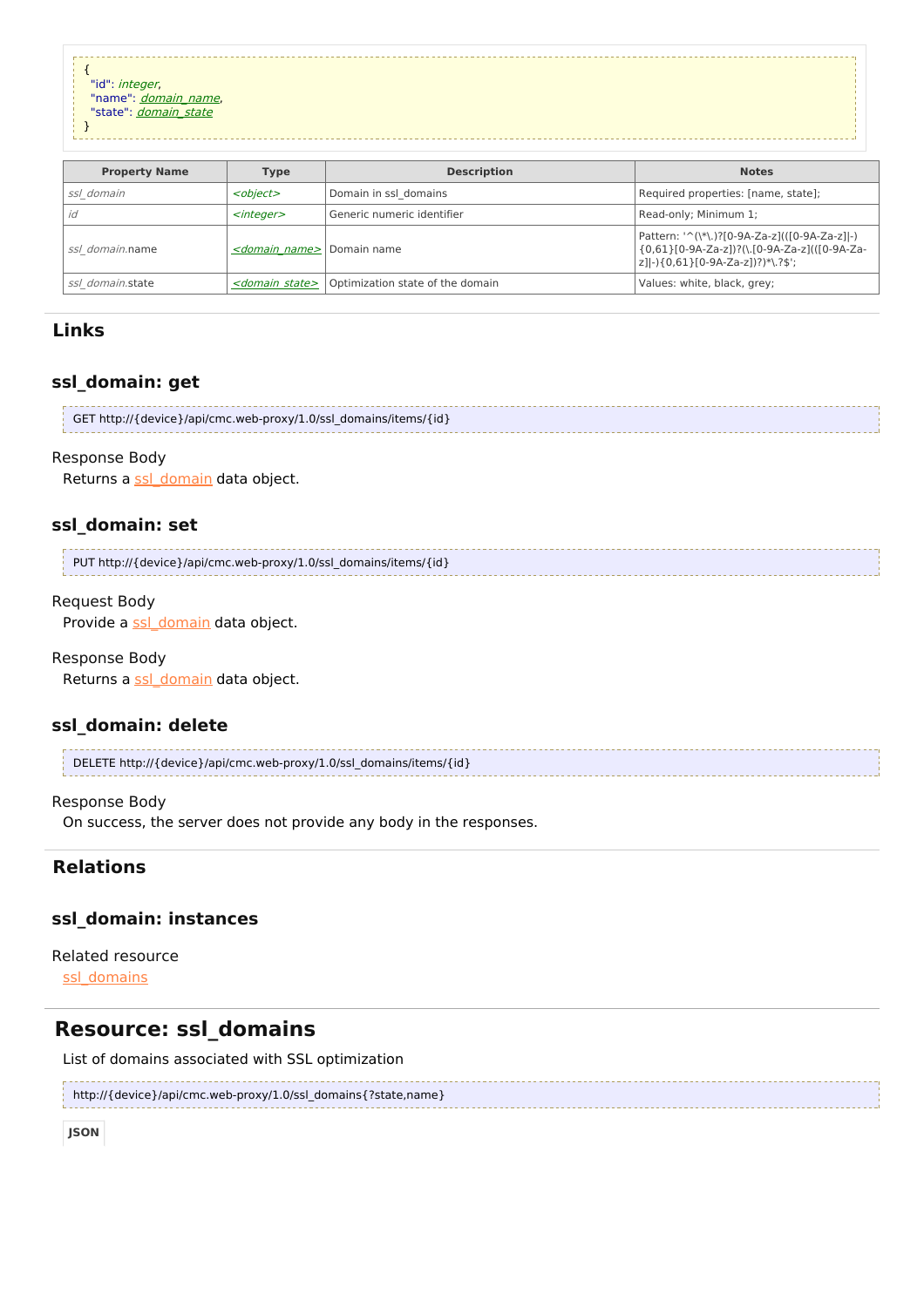```
{
  "id": integer,
  "name": domain_name,
  "state": domain_state
}
```

| Property Name | Type | Description | Notes |
|---|---|---|---|
| *ssl_domain* | *<object>* | Domain in ssl_domains | Required properties: [name, state]; |
| *id* | *<integer>* | Generic numeric identifier | Read-only; Minimum 1; |
| *ssl_domain*.name | *<domain_name>* | Domain name | Pattern: '^(\*\.)?[0-9A-Za-z](([0-9A-Za-z]\|-){0,61}[0-9A-Za-z])?(\.[0-9A-Za-z](([0-9A-Za-z]\|-){0,61}[0-9A-Za-z])?)*\.?$'; |
| *ssl_domain*.state | *<domain_state>* | Optimization state of the domain | Values: white, black, grey; |

## Links

### ssl_domain: get

```
GET http://{device}/api/cmc.web-proxy/1.0/ssl_domains/items/{id}
```

Response Body

Returns a ssl_domain data object.

### ssl_domain: set

```
PUT http://{device}/api/cmc.web-proxy/1.0/ssl_domains/items/{id}
```

Request Body

Provide a ssl_domain data object.

Response Body

Returns a ssl_domain data object.

### ssl_domain: delete

```
DELETE http://{device}/api/cmc.web-proxy/1.0/ssl_domains/items/{id}
```

Response Body

On success, the server does not provide any body in the responses.

## Relations

### ssl_domain: instances

Related resource

ssl_domains

## Resource: ssl_domains

List of domains associated with SSL optimization

```
http://{device}/api/cmc.web-proxy/1.0/ssl_domains{?state,name}
```

**JSON**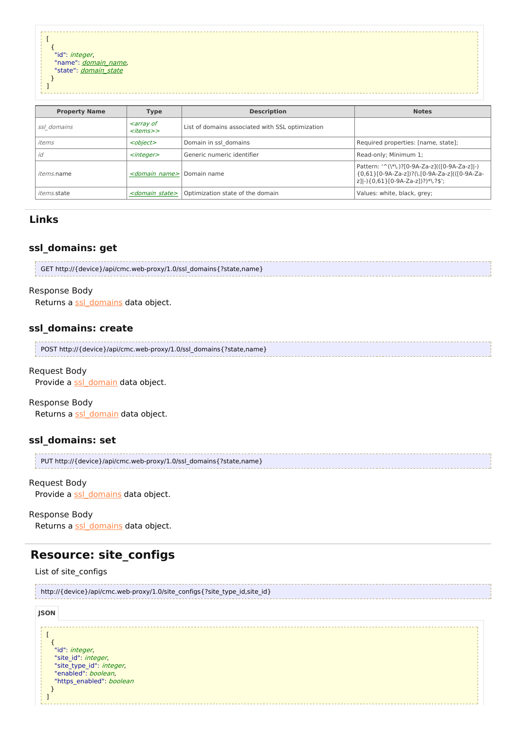```
[
  {
    "id": integer,
    "name": domain_name,
    "state": domain_state
  }
]
```

| Property Name | Type | Description | Notes |
|---|---|---|---|
| *ssl_domains* | *<array of <items>>* | List of domains associated with SSL optimization | |
| *items* | *<object>* | Domain in ssl_domains | Required properties: [name, state]; |
| *id* | *<integer>* | Generic numeric identifier | Read-only; Minimum 1; |
| *items*.name | *<domain_name>* | Domain name | Pattern: '^(\*\.)?[0-9A-Za-z](([0-9A-Za-z]\|-){0,61}[0-9A-Za-z])?(\.[0-9A-Za-z](([0-9A-Za-z]\|-){0,61}[0-9A-Za-z])?)*\.?$'; |
| *items*.state | *<domain_state>* | Optimization state of the domain | Values: white, black, grey; |

## Links

### ssl_domains: get

```
GET http://{device}/api/cmc.web-proxy/1.0/ssl_domains{?state,name}
```

Response Body

Returns a ssl_domains data object.

### ssl_domains: create

```
POST http://{device}/api/cmc.web-proxy/1.0/ssl_domains{?state,name}
```

Request Body

Provide a ssl_domain data object.

Response Body

Returns a ssl_domain data object.

### ssl_domains: set

```
PUT http://{device}/api/cmc.web-proxy/1.0/ssl_domains{?state,name}
```

Request Body

Provide a ssl_domains data object.

Response Body

Returns a ssl_domains data object.

## Resource: site_configs

List of site_configs

```
http://{device}/api/cmc.web-proxy/1.0/site_configs{?site_type_id,site_id}
```

**JSON**

```
[
  {
    "id": integer,
    "site_id": integer,
    "site_type_id": integer,
    "enabled": boolean,
    "https_enabled": boolean
  }
]
```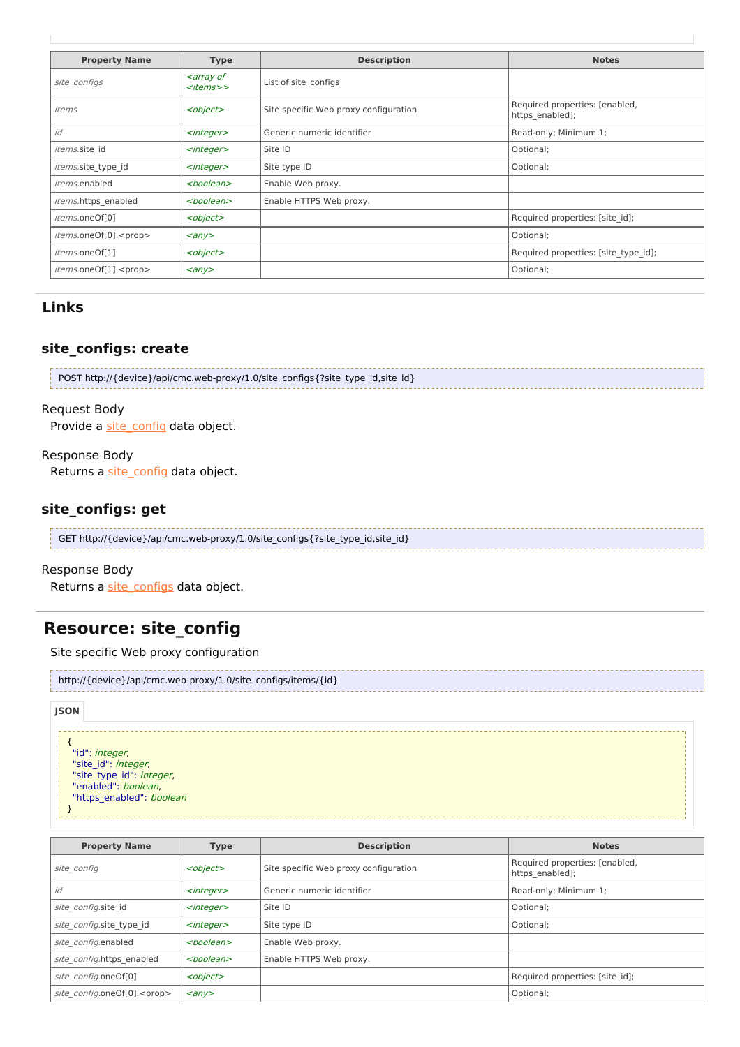| Property Name | Type | Description | Notes |
|---|---|---|---|
| *site_configs* | *<array of <items>>* | List of site_configs | |
| *items* | *<object>* | Site specific Web proxy configuration | Required properties: [enabled, https_enabled]; |
| *id* | *<integer>* | Generic numeric identifier | Read-only; Minimum 1; |
| *items*.site_id | *<integer>* | Site ID | Optional; |
| *items*.site_type_id | *<integer>* | Site type ID | Optional; |
| *items*.enabled | *<boolean>* | Enable Web proxy. | |
| *items*.https_enabled | *<boolean>* | Enable HTTPS Web proxy. | |
| *items*.oneOf[0] | *<object>* | | Required properties: [site_id]; |
| *items*.oneOf[0].<prop> | *<any>* | | Optional; |
| *items*.oneOf[1] | *<object>* | | Required properties: [site_type_id]; |
| *items*.oneOf[1].<prop> | *<any>* | | Optional; |

## Links

### site_configs: create

```
POST http://{device}/api/cmc.web-proxy/1.0/site_configs{?site_type_id,site_id}
```

Request Body

Provide a site_config data object.

Response Body

Returns a site_config data object.

### site_configs: get

```
GET http://{device}/api/cmc.web-proxy/1.0/site_configs{?site_type_id,site_id}
```

Response Body

Returns a site_configs data object.

## Resource: site_config

Site specific Web proxy configuration

```
http://{device}/api/cmc.web-proxy/1.0/site_configs/items/{id}
```

**JSON**

```
{
  "id": integer,
  "site_id": integer,
  "site_type_id": integer,
  "enabled": boolean,
  "https_enabled": boolean
}
```

| Property Name | Type | Description | Notes |
|---|---|---|---|
| *site_config* | *<object>* | Site specific Web proxy configuration | Required properties: [enabled, https_enabled]; |
| *id* | *<integer>* | Generic numeric identifier | Read-only; Minimum 1; |
| *site_config*.site_id | *<integer>* | Site ID | Optional; |
| *site_config*.site_type_id | *<integer>* | Site type ID | Optional; |
| *site_config*.enabled | *<boolean>* | Enable Web proxy. | |
| *site_config*.https_enabled | *<boolean>* | Enable HTTPS Web proxy. | |
| *site_config*.oneOf[0] | *<object>* | | Required properties: [site_id]; |
| *site_config*.oneOf[0].<prop> | *<any>* | | Optional; |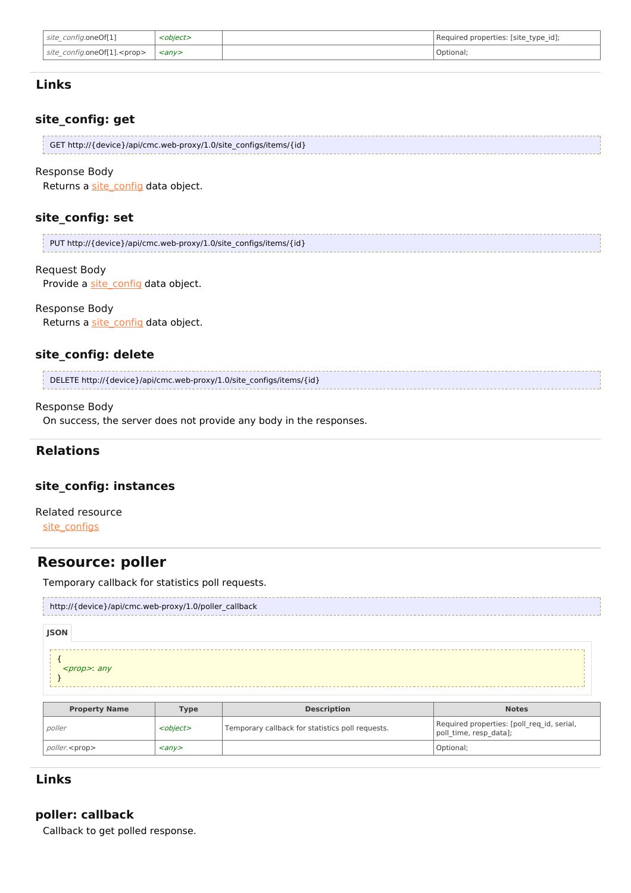| | | | |
|---|---|---|---|
| *site_config*.oneOf[1] | *<object>* | | Required properties: [site_type_id]; |
| *site_config*.oneOf[1].<prop> | *<any>* | | Optional; |

## Links

### site_config: get

```
GET http://{device}/api/cmc.web-proxy/1.0/site_configs/items/{id}
```

Response Body

Returns a site_config data object.

### site_config: set

```
PUT http://{device}/api/cmc.web-proxy/1.0/site_configs/items/{id}
```

Request Body

Provide a site_config data object.

Response Body

Returns a site_config data object.

### site_config: delete

```
DELETE http://{device}/api/cmc.web-proxy/1.0/site_configs/items/{id}
```

Response Body

On success, the server does not provide any body in the responses.

## Relations

### site_config: instances

Related resource

site_configs

# Resource: poller

Temporary callback for statistics poll requests.

```
http://{device}/api/cmc.web-proxy/1.0/poller_callback
```

**JSON**

```
{
  <prop>: any
}
```

| Property Name | Type | Description | Notes |
|---|---|---|---|
| *poller* | *<object>* | Temporary callback for statistics poll requests. | Required properties: [poll_req_id, serial, poll_time, resp_data]; |
| *poller*.<prop> | *<any>* | | Optional; |

## Links

### poller: callback

Callback to get polled response.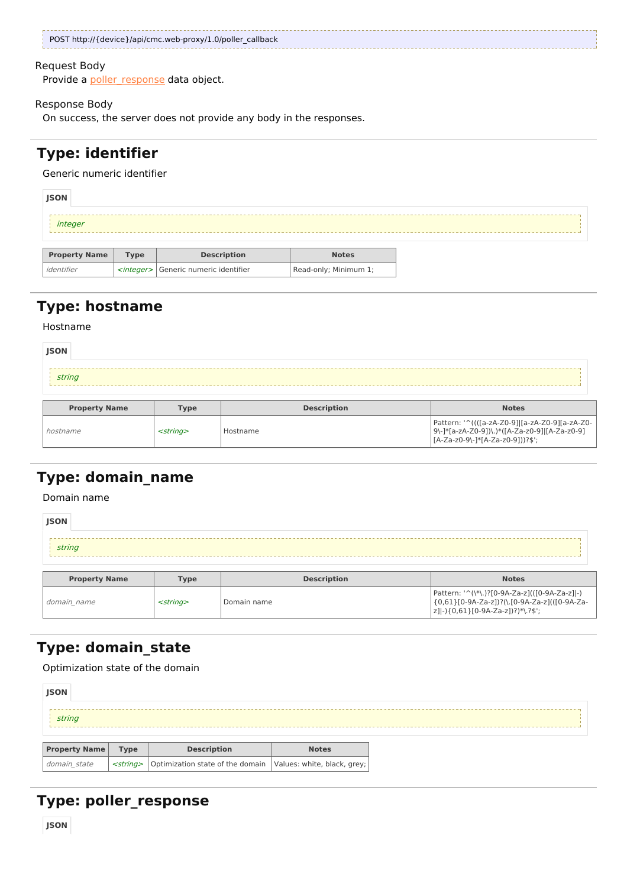```
POST http://{device}/api/cmc.web-proxy/1.0/poller_callback
```

Request Body

Provide a poller_response data object.

Response Body

On success, the server does not provide any body in the responses.

## Type: identifier

Generic numeric identifier

**JSON**

```
integer
```

| Property Name | Type | Description | Notes |
|---|---|---|---|
| *identifier* | *<integer>* | Generic numeric identifier | Read-only; Minimum 1; |

## Type: hostname

Hostname

**JSON**

```
string
```

| Property Name | Type | Description | Notes |
|---|---|---|---|
| *hostname* | *<string>* | Hostname | Pattern: '^((([a-zA-Z0-9]\|[a-zA-Z0-9][a-zA-Z0-9\-]*[a-zA-Z0-9])\.)*([A-Za-z0-9]\|[A-Za-z0-9][A-Za-z0-9\-]*[A-Za-z0-9]))?$'; |

## Type: domain_name

Domain name

**JSON**

```
string
```

| Property Name | Type | Description | Notes |
|---|---|---|---|
| *domain_name* | *<string>* | Domain name | Pattern: '^(\*\.)?[0-9A-Za-z]\(([0-9A-Za-z]\|-){0,61}[0-9A-Za-z])?(\.[0-9A-Za-z](([0-9A-Za-z]\|-){0,61}[0-9A-Za-z])?)*\.?$'; |

## Type: domain_state

Optimization state of the domain

**JSON**

```
string
```

| Property Name | Type | Description | Notes |
|---|---|---|---|
| *domain_state* | *<string>* | Optimization state of the domain | Values: white, black, grey; |

## Type: poller_response

**JSON**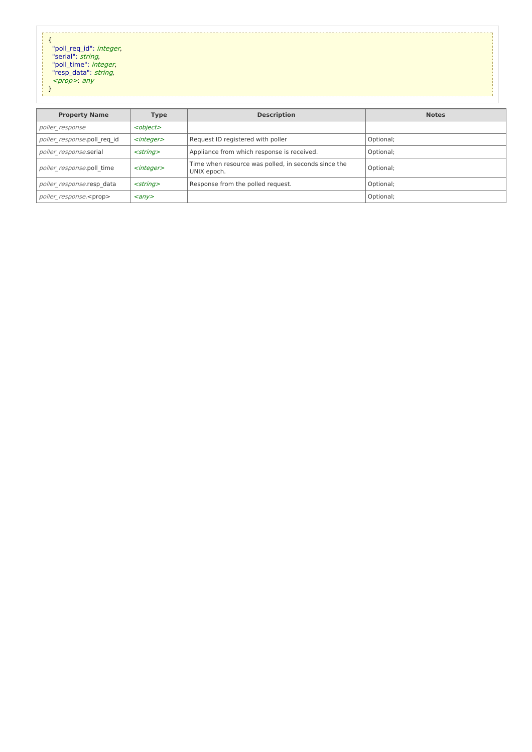```
{
  "poll_req_id": integer,
  "serial": string,
  "poll_time": integer,
  "resp_data": string,
  <prop>: any
}
```

| Property Name | Type | Description | Notes |
|---|---|---|---|
| *poller_response* | *<object>* | | |
| *poller_response.*poll_req_id | *<integer>* | Request ID registered with poller | Optional; |
| *poller_response.*serial | *<string>* | Appliance from which response is received. | Optional; |
| *poller_response.*poll_time | *<integer>* | Time when resource was polled, in seconds since the UNIX epoch. | Optional; |
| *poller_response.*resp_data | *<string>* | Response from the polled request. | Optional; |
| *poller_response.*<prop> | *<any>* | | Optional; |